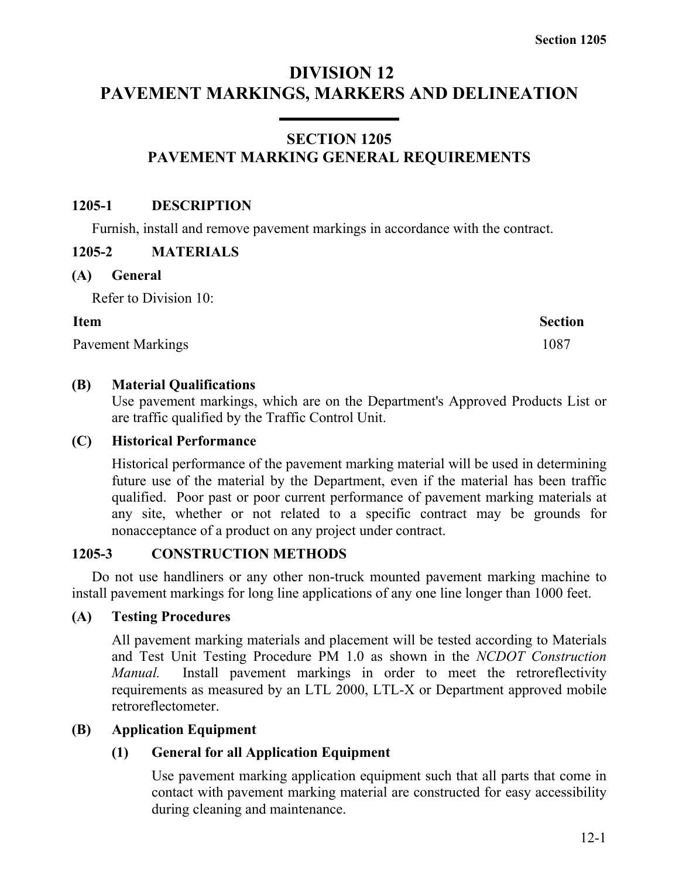# DIVISION 12
# PAVEMENT MARKINGS, MARKERS AND DELINEATION

## SECTION 1205
## PAVEMENT MARKING GENERAL REQUIREMENTS

### 1205-1 DESCRIPTION

Furnish, install and remove pavement markings in accordance with the contract.

### 1205-2 MATERIALS

#### (A) General

Refer to Division 10:

| Item | Section |
|---|---|
| Pavement Markings | 1087 |

#### (B) Material Qualifications

Use pavement markings, which are on the Department's Approved Products List or are traffic qualified by the Traffic Control Unit.

#### (C) Historical Performance

Historical performance of the pavement marking material will be used in determining future use of the material by the Department, even if the material has been traffic qualified. Poor past or poor current performance of pavement marking materials at any site, whether or not related to a specific contract may be grounds for nonacceptance of a product on any project under contract.

### 1205-3 CONSTRUCTION METHODS

Do not use handliners or any other non-truck mounted pavement marking machine to install pavement markings for long line applications of any one line longer than 1000 feet.

#### (A) Testing Procedures

All pavement marking materials and placement will be tested according to Materials and Test Unit Testing Procedure PM 1.0 as shown in the *NCDOT Construction Manual.* Install pavement markings in order to meet the retroreflectivity requirements as measured by an LTL 2000, LTL-X or Department approved mobile retroreflectometer.

#### (B) Application Equipment

##### (1) General for all Application Equipment

Use pavement marking application equipment such that all parts that come in contact with pavement marking material are constructed for easy accessibility during cleaning and maintenance.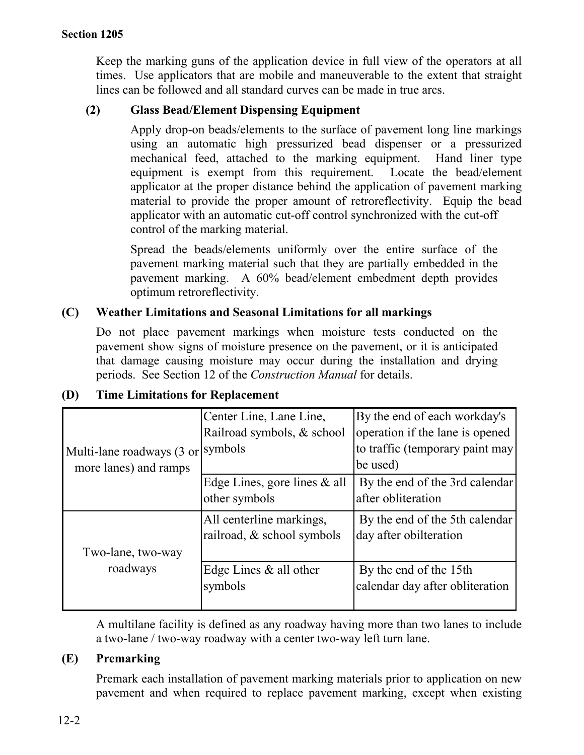Keep the marking guns of the application device in full view of the operators at all times. Use applicators that are mobile and maneuverable to the extent that straight lines can be followed and all standard curves can be made in true arcs.

**(2) Glass Bead/Element Dispensing Equipment**

Apply drop-on beads/elements to the surface of pavement long line markings using an automatic high pressurized bead dispenser or a pressurized mechanical feed, attached to the marking equipment. Hand liner type equipment is exempt from this requirement. Locate the bead/element applicator at the proper distance behind the application of pavement marking material to provide the proper amount of retroreflectivity. Equip the bead applicator with an automatic cut-off control synchronized with the cut-off control of the marking material.

Spread the beads/elements uniformly over the entire surface of the pavement marking material such that they are partially embedded in the pavement marking. A 60% bead/element embedment depth provides optimum retroreflectivity.

## (C) Weather Limitations and Seasonal Limitations for all markings

Do not place pavement markings when moisture tests conducted on the pavement show signs of moisture presence on the pavement, or it is anticipated that damage causing moisture may occur during the installation and drying periods. See Section 12 of the *Construction Manual* for details.

## (D) Time Limitations for Replacement

| | | |
|---|---|---|
| Multi-lane roadways (3 or more lanes) and ramps | Center Line, Lane Line, Railroad symbols, & school symbols | By the end of each workday's operation if the lane is opened to traffic (temporary paint may be used) |
| | Edge Lines, gore lines & all other symbols | By the end of the 3rd calendar after obliteration |
| Two-lane, two-way roadways | All centerline markings, railroad, & school symbols | By the end of the 5th calendar day after obilteration |
| | Edge Lines & all other symbols | By the end of the 15th calendar day after obliteration |

A multilane facility is defined as any roadway having more than two lanes to include a two-lane / two-way roadway with a center two-way left turn lane.

## (E) Premarking

Premark each installation of pavement marking materials prior to application on new pavement and when required to replace pavement marking, except when existing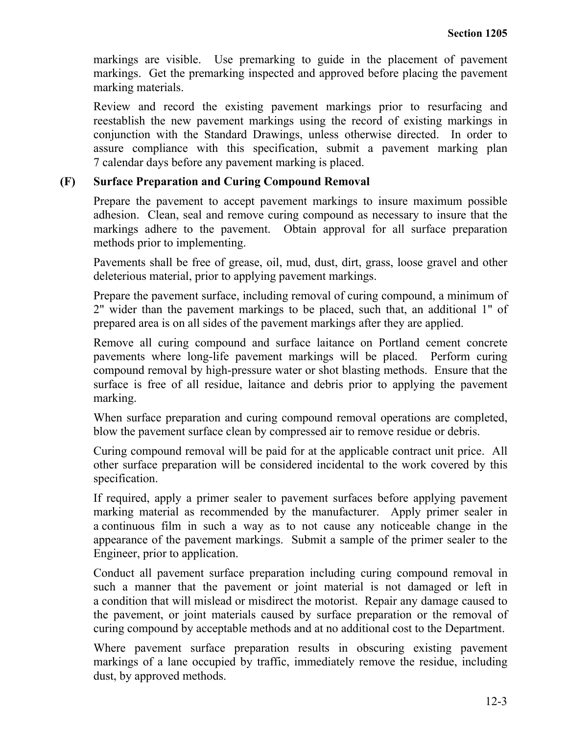markings are visible. Use premarking to guide in the placement of pavement markings. Get the premarking inspected and approved before placing the pavement marking materials.

Review and record the existing pavement markings prior to resurfacing and reestablish the new pavement markings using the record of existing markings in conjunction with the Standard Drawings, unless otherwise directed. In order to assure compliance with this specification, submit a pavement marking plan 7 calendar days before any pavement marking is placed.

**(F) Surface Preparation and Curing Compound Removal**

Prepare the pavement to accept pavement markings to insure maximum possible adhesion. Clean, seal and remove curing compound as necessary to insure that the markings adhere to the pavement. Obtain approval for all surface preparation methods prior to implementing.

Pavements shall be free of grease, oil, mud, dust, dirt, grass, loose gravel and other deleterious material, prior to applying pavement markings.

Prepare the pavement surface, including removal of curing compound, a minimum of 2" wider than the pavement markings to be placed, such that, an additional 1" of prepared area is on all sides of the pavement markings after they are applied.

Remove all curing compound and surface laitance on Portland cement concrete pavements where long-life pavement markings will be placed. Perform curing compound removal by high-pressure water or shot blasting methods. Ensure that the surface is free of all residue, laitance and debris prior to applying the pavement marking.

When surface preparation and curing compound removal operations are completed, blow the pavement surface clean by compressed air to remove residue or debris.

Curing compound removal will be paid for at the applicable contract unit price. All other surface preparation will be considered incidental to the work covered by this specification.

If required, apply a primer sealer to pavement surfaces before applying pavement marking material as recommended by the manufacturer. Apply primer sealer in a continuous film in such a way as to not cause any noticeable change in the appearance of the pavement markings. Submit a sample of the primer sealer to the Engineer, prior to application.

Conduct all pavement surface preparation including curing compound removal in such a manner that the pavement or joint material is not damaged or left in a condition that will mislead or misdirect the motorist. Repair any damage caused to the pavement, or joint materials caused by surface preparation or the removal of curing compound by acceptable methods and at no additional cost to the Department.

Where pavement surface preparation results in obscuring existing pavement markings of a lane occupied by traffic, immediately remove the residue, including dust, by approved methods.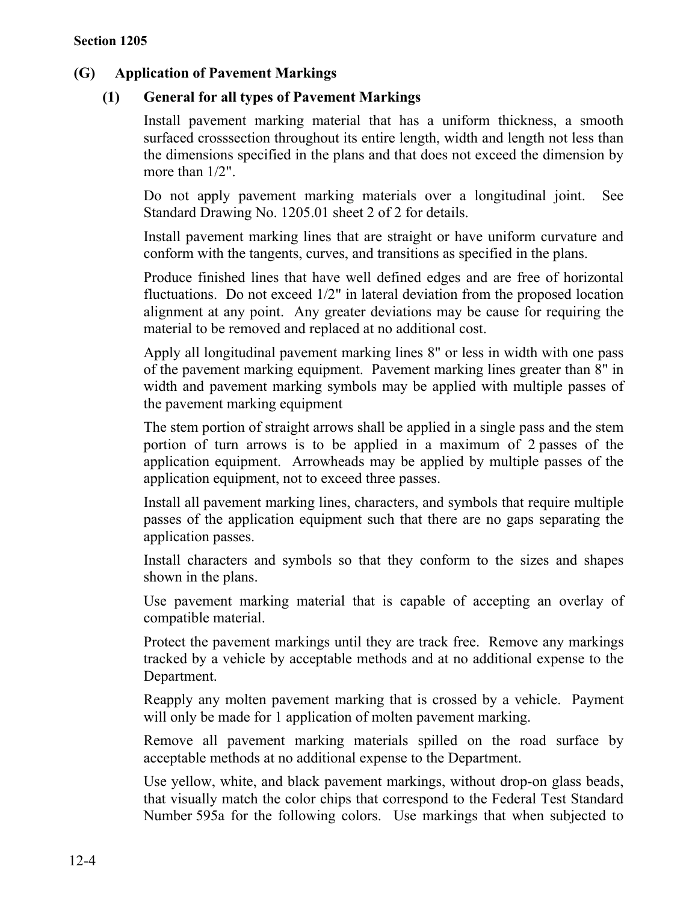## Section 1205

### (G) Application of Pavement Markings

#### (1) General for all types of Pavement Markings

Install pavement marking material that has a uniform thickness, a smooth surfaced crosssection throughout its entire length, width and length not less than the dimensions specified in the plans and that does not exceed the dimension by more than 1/2".

Do not apply pavement marking materials over a longitudinal joint. See Standard Drawing No. 1205.01 sheet 2 of 2 for details.

Install pavement marking lines that are straight or have uniform curvature and conform with the tangents, curves, and transitions as specified in the plans.

Produce finished lines that have well defined edges and are free of horizontal fluctuations. Do not exceed 1/2" in lateral deviation from the proposed location alignment at any point. Any greater deviations may be cause for requiring the material to be removed and replaced at no additional cost.

Apply all longitudinal pavement marking lines 8" or less in width with one pass of the pavement marking equipment. Pavement marking lines greater than 8" in width and pavement marking symbols may be applied with multiple passes of the pavement marking equipment

The stem portion of straight arrows shall be applied in a single pass and the stem portion of turn arrows is to be applied in a maximum of 2 passes of the application equipment. Arrowheads may be applied by multiple passes of the application equipment, not to exceed three passes.

Install all pavement marking lines, characters, and symbols that require multiple passes of the application equipment such that there are no gaps separating the application passes.

Install characters and symbols so that they conform to the sizes and shapes shown in the plans.

Use pavement marking material that is capable of accepting an overlay of compatible material.

Protect the pavement markings until they are track free. Remove any markings tracked by a vehicle by acceptable methods and at no additional expense to the Department.

Reapply any molten pavement marking that is crossed by a vehicle. Payment will only be made for 1 application of molten pavement marking.

Remove all pavement marking materials spilled on the road surface by acceptable methods at no additional expense to the Department.

Use yellow, white, and black pavement markings, without drop-on glass beads, that visually match the color chips that correspond to the Federal Test Standard Number 595a for the following colors. Use markings that when subjected to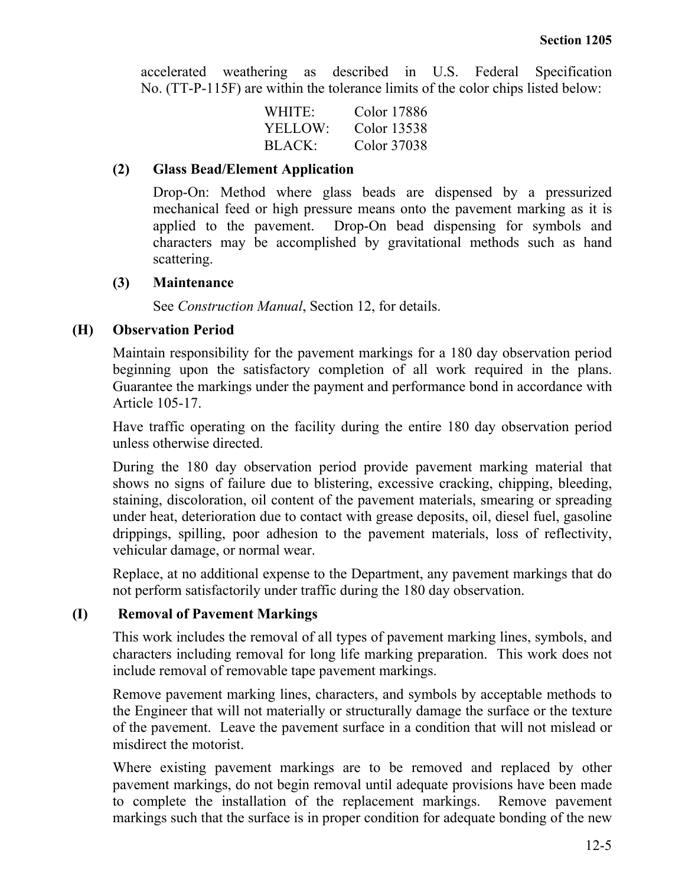accelerated weathering as described in U.S. Federal Specification No. (TT-P-115F) are within the tolerance limits of the color chips listed below:

| | |
|---|---|
| WHITE: | Color 17886 |
| YELLOW: | Color 13538 |
| BLACK: | Color 37038 |

**(2) Glass Bead/Element Application**

Drop-On: Method where glass beads are dispensed by a pressurized mechanical feed or high pressure means onto the pavement marking as it is applied to the pavement. Drop-On bead dispensing for symbols and characters may be accomplished by gravitational methods such as hand scattering.

**(3) Maintenance**

See *Construction Manual*, Section 12, for details.

**(H) Observation Period**

Maintain responsibility for the pavement markings for a 180 day observation period beginning upon the satisfactory completion of all work required in the plans. Guarantee the markings under the payment and performance bond in accordance with Article 105-17.

Have traffic operating on the facility during the entire 180 day observation period unless otherwise directed.

During the 180 day observation period provide pavement marking material that shows no signs of failure due to blistering, excessive cracking, chipping, bleeding, staining, discoloration, oil content of the pavement materials, smearing or spreading under heat, deterioration due to contact with grease deposits, oil, diesel fuel, gasoline drippings, spilling, poor adhesion to the pavement materials, loss of reflectivity, vehicular damage, or normal wear.

Replace, at no additional expense to the Department, any pavement markings that do not perform satisfactorily under traffic during the 180 day observation.

**(I) Removal of Pavement Markings**

This work includes the removal of all types of pavement marking lines, symbols, and characters including removal for long life marking preparation. This work does not include removal of removable tape pavement markings.

Remove pavement marking lines, characters, and symbols by acceptable methods to the Engineer that will not materially or structurally damage the surface or the texture of the pavement. Leave the pavement surface in a condition that will not mislead or misdirect the motorist.

Where existing pavement markings are to be removed and replaced by other pavement markings, do not begin removal until adequate provisions have been made to complete the installation of the replacement markings. Remove pavement markings such that the surface is in proper condition for adequate bonding of the new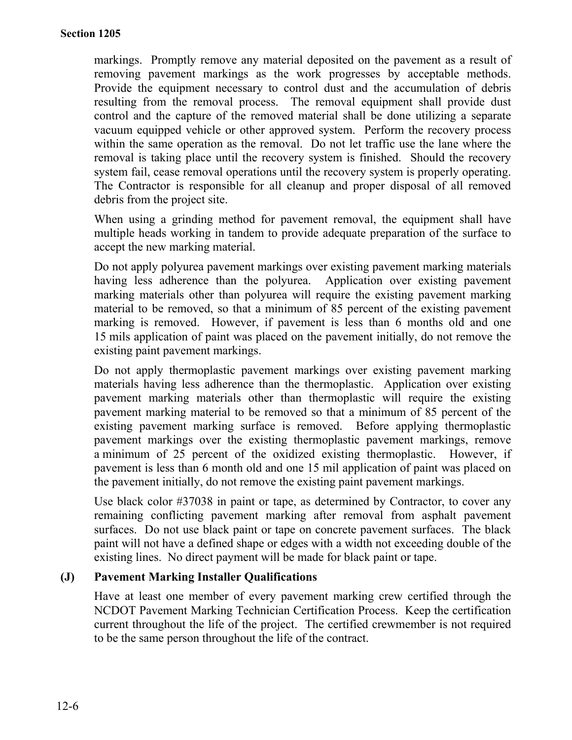markings. Promptly remove any material deposited on the pavement as a result of removing pavement markings as the work progresses by acceptable methods. Provide the equipment necessary to control dust and the accumulation of debris resulting from the removal process. The removal equipment shall provide dust control and the capture of the removed material shall be done utilizing a separate vacuum equipped vehicle or other approved system. Perform the recovery process within the same operation as the removal. Do not let traffic use the lane where the removal is taking place until the recovery system is finished. Should the recovery system fail, cease removal operations until the recovery system is properly operating. The Contractor is responsible for all cleanup and proper disposal of all removed debris from the project site.

When using a grinding method for pavement removal, the equipment shall have multiple heads working in tandem to provide adequate preparation of the surface to accept the new marking material.

Do not apply polyurea pavement markings over existing pavement marking materials having less adherence than the polyurea. Application over existing pavement marking materials other than polyurea will require the existing pavement marking material to be removed, so that a minimum of 85 percent of the existing pavement marking is removed. However, if pavement is less than 6 months old and one 15 mils application of paint was placed on the pavement initially, do not remove the existing paint pavement markings.

Do not apply thermoplastic pavement markings over existing pavement marking materials having less adherence than the thermoplastic. Application over existing pavement marking materials other than thermoplastic will require the existing pavement marking material to be removed so that a minimum of 85 percent of the existing pavement marking surface is removed. Before applying thermoplastic pavement markings over the existing thermoplastic pavement markings, remove a minimum of 25 percent of the oxidized existing thermoplastic. However, if pavement is less than 6 month old and one 15 mil application of paint was placed on the pavement initially, do not remove the existing paint pavement markings.

Use black color #37038 in paint or tape, as determined by Contractor, to cover any remaining conflicting pavement marking after removal from asphalt pavement surfaces. Do not use black paint or tape on concrete pavement surfaces. The black paint will not have a defined shape or edges with a width not exceeding double of the existing lines. No direct payment will be made for black paint or tape.

### (J) Pavement Marking Installer Qualifications

Have at least one member of every pavement marking crew certified through the NCDOT Pavement Marking Technician Certification Process. Keep the certification current throughout the life of the project. The certified crewmember is not required to be the same person throughout the life of the contract.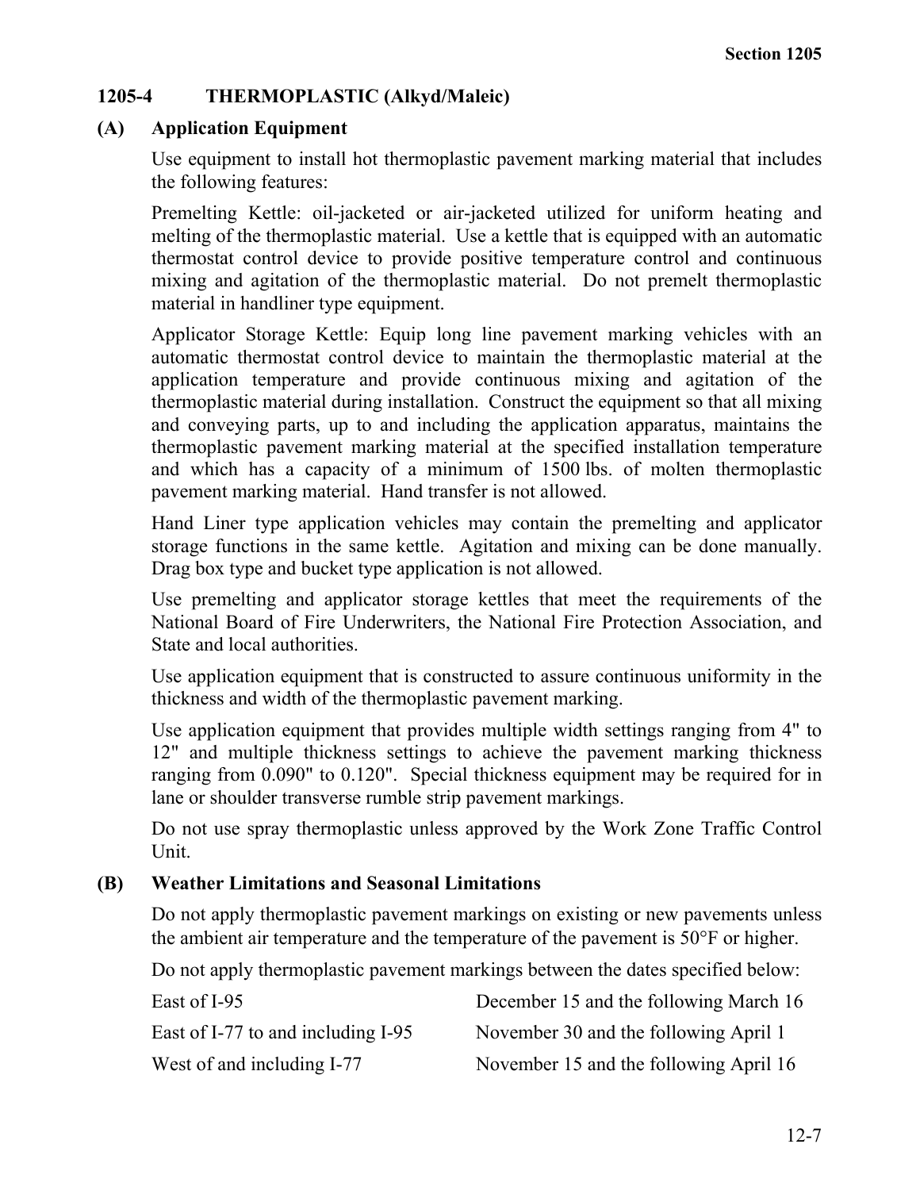## 1205-4 THERMOPLASTIC (Alkyd/Maleic)

### (A) Application Equipment

Use equipment to install hot thermoplastic pavement marking material that includes the following features:

Premelting Kettle: oil-jacketed or air-jacketed utilized for uniform heating and melting of the thermoplastic material. Use a kettle that is equipped with an automatic thermostat control device to provide positive temperature control and continuous mixing and agitation of the thermoplastic material. Do not premelt thermoplastic material in handliner type equipment.

Applicator Storage Kettle: Equip long line pavement marking vehicles with an automatic thermostat control device to maintain the thermoplastic material at the application temperature and provide continuous mixing and agitation of the thermoplastic material during installation. Construct the equipment so that all mixing and conveying parts, up to and including the application apparatus, maintains the thermoplastic pavement marking material at the specified installation temperature and which has a capacity of a minimum of 1500 lbs. of molten thermoplastic pavement marking material. Hand transfer is not allowed.

Hand Liner type application vehicles may contain the premelting and applicator storage functions in the same kettle. Agitation and mixing can be done manually. Drag box type and bucket type application is not allowed.

Use premelting and applicator storage kettles that meet the requirements of the National Board of Fire Underwriters, the National Fire Protection Association, and State and local authorities.

Use application equipment that is constructed to assure continuous uniformity in the thickness and width of the thermoplastic pavement marking.

Use application equipment that provides multiple width settings ranging from 4" to 12" and multiple thickness settings to achieve the pavement marking thickness ranging from 0.090" to 0.120". Special thickness equipment may be required for in lane or shoulder transverse rumble strip pavement markings.

Do not use spray thermoplastic unless approved by the Work Zone Traffic Control Unit.

### (B) Weather Limitations and Seasonal Limitations

Do not apply thermoplastic pavement markings on existing or new pavements unless the ambient air temperature and the temperature of the pavement is 50°F or higher.

Do not apply thermoplastic pavement markings between the dates specified below:

| | |
|---|---|
| East of I-95 | December 15 and the following March 16 |
| East of I-77 to and including I-95 | November 30 and the following April 1 |
| West of and including I-77 | November 15 and the following April 16 |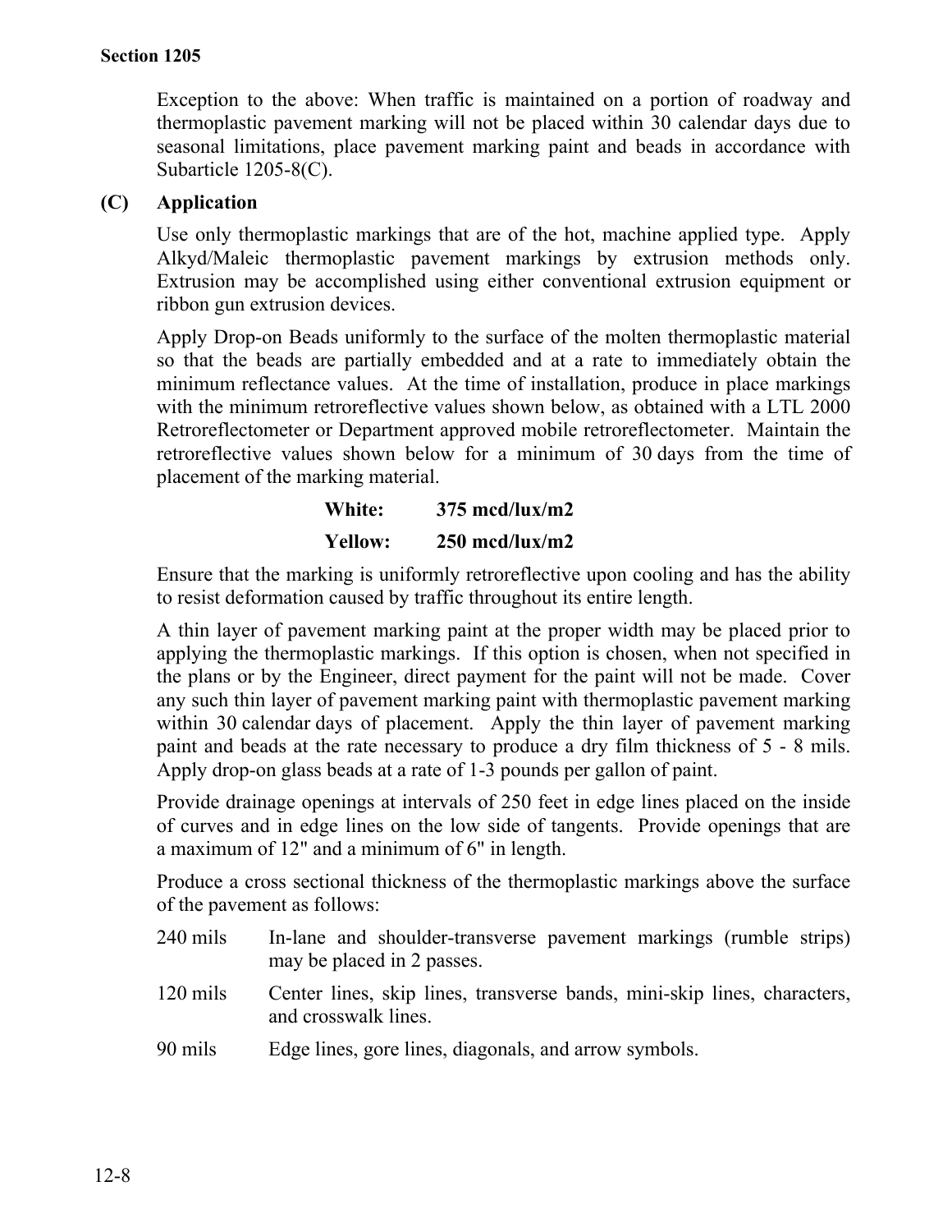Exception to the above: When traffic is maintained on a portion of roadway and thermoplastic pavement marking will not be placed within 30 calendar days due to seasonal limitations, place pavement marking paint and beads in accordance with Subarticle 1205-8(C).

### (C) Application

Use only thermoplastic markings that are of the hot, machine applied type. Apply Alkyd/Maleic thermoplastic pavement markings by extrusion methods only. Extrusion may be accomplished using either conventional extrusion equipment or ribbon gun extrusion devices.

Apply Drop-on Beads uniformly to the surface of the molten thermoplastic material so that the beads are partially embedded and at a rate to immediately obtain the minimum reflectance values. At the time of installation, produce in place markings with the minimum retroreflective values shown below, as obtained with a LTL 2000 Retroreflectometer or Department approved mobile retroreflectometer. Maintain the retroreflective values shown below for a minimum of 30 days from the time of placement of the marking material.

| | |
|---|---|
| **White:** | **375 mcd/lux/m2** |
| **Yellow:** | **250 mcd/lux/m2** |

Ensure that the marking is uniformly retroreflective upon cooling and has the ability to resist deformation caused by traffic throughout its entire length.

A thin layer of pavement marking paint at the proper width may be placed prior to applying the thermoplastic markings. If this option is chosen, when not specified in the plans or by the Engineer, direct payment for the paint will not be made. Cover any such thin layer of pavement marking paint with thermoplastic pavement marking within 30 calendar days of placement. Apply the thin layer of pavement marking paint and beads at the rate necessary to produce a dry film thickness of 5 - 8 mils. Apply drop-on glass beads at a rate of 1-3 pounds per gallon of paint.

Provide drainage openings at intervals of 250 feet in edge lines placed on the inside of curves and in edge lines on the low side of tangents. Provide openings that are a maximum of 12" and a minimum of 6" in length.

Produce a cross sectional thickness of the thermoplastic markings above the surface of the pavement as follows:

| | |
|---|---|
| 240 mils | In-lane and shoulder-transverse pavement markings (rumble strips) may be placed in 2 passes. |
| 120 mils | Center lines, skip lines, transverse bands, mini-skip lines, characters, and crosswalk lines. |
| 90 mils | Edge lines, gore lines, diagonals, and arrow symbols. |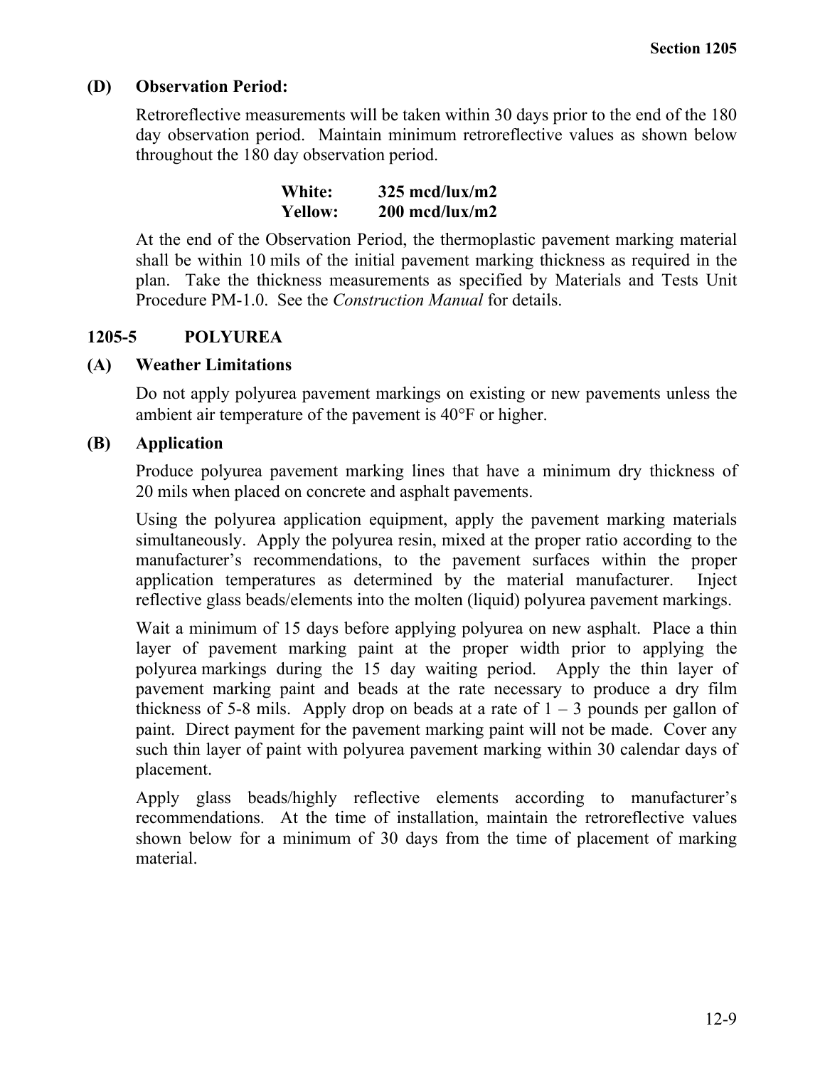### (D) Observation Period:

Retroreflective measurements will be taken within 30 days prior to the end of the 180 day observation period. Maintain minimum retroreflective values as shown below throughout the 180 day observation period.

| | |
|---|---|
| **White:** | **325 mcd/lux/m2** |
| **Yellow:** | **200 mcd/lux/m2** |

At the end of the Observation Period, the thermoplastic pavement marking material shall be within 10 mils of the initial pavement marking thickness as required in the plan. Take the thickness measurements as specified by Materials and Tests Unit Procedure PM-1.0. See the *Construction Manual* for details.

## 1205-5 POLYUREA

### (A) Weather Limitations

Do not apply polyurea pavement markings on existing or new pavements unless the ambient air temperature of the pavement is 40°F or higher.

### (B) Application

Produce polyurea pavement marking lines that have a minimum dry thickness of 20 mils when placed on concrete and asphalt pavements.

Using the polyurea application equipment, apply the pavement marking materials simultaneously. Apply the polyurea resin, mixed at the proper ratio according to the manufacturer's recommendations, to the pavement surfaces within the proper application temperatures as determined by the material manufacturer. Inject reflective glass beads/elements into the molten (liquid) polyurea pavement markings.

Wait a minimum of 15 days before applying polyurea on new asphalt. Place a thin layer of pavement marking paint at the proper width prior to applying the polyurea markings during the 15 day waiting period. Apply the thin layer of pavement marking paint and beads at the rate necessary to produce a dry film thickness of 5-8 mils. Apply drop on beads at a rate of 1 – 3 pounds per gallon of paint. Direct payment for the pavement marking paint will not be made. Cover any such thin layer of paint with polyurea pavement marking within 30 calendar days of placement.

Apply glass beads/highly reflective elements according to manufacturer's recommendations. At the time of installation, maintain the retroreflective values shown below for a minimum of 30 days from the time of placement of marking material.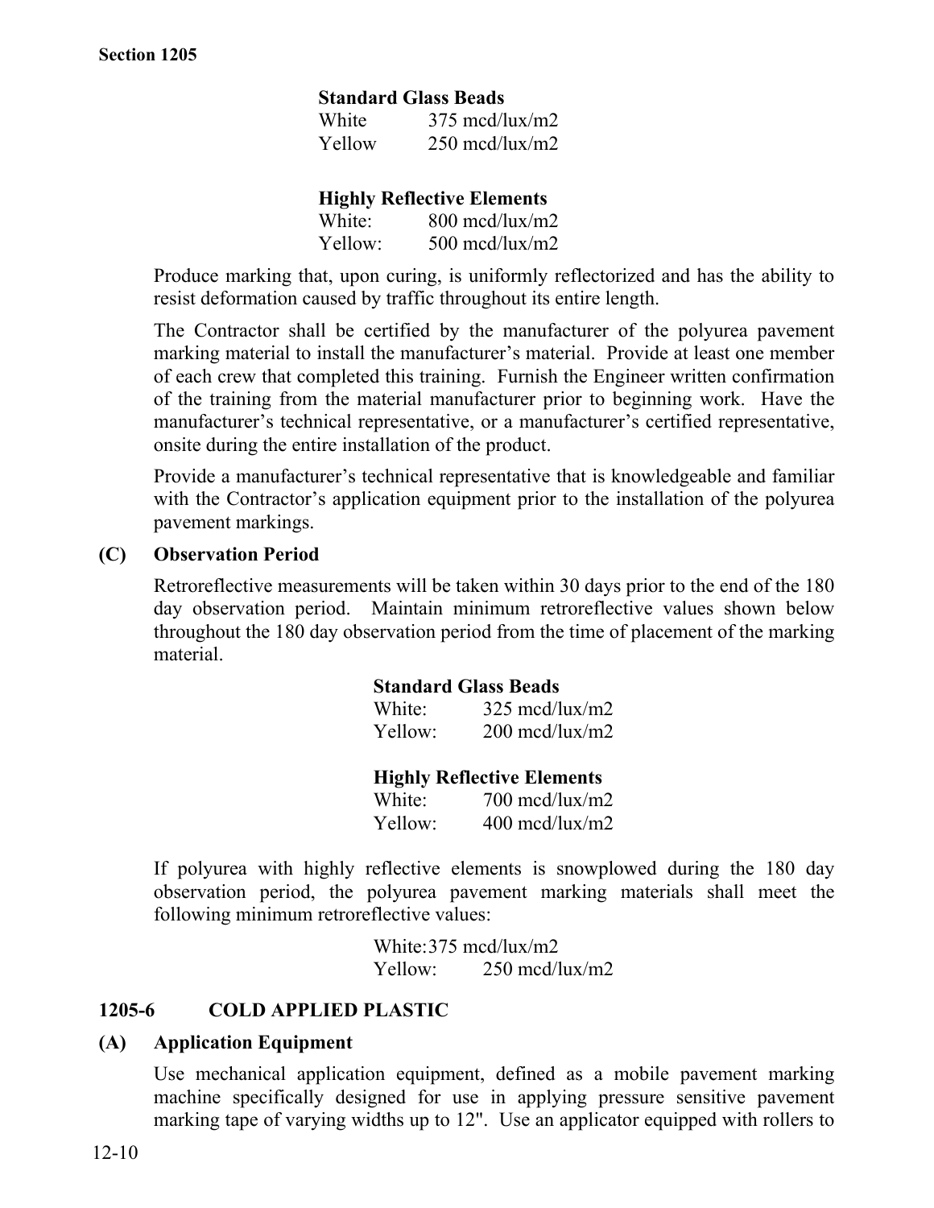**Standard Glass Beads**

White 375 mcd/lux/m2
Yellow 250 mcd/lux/m2

**Highly Reflective Elements**

White: 800 mcd/lux/m2
Yellow: 500 mcd/lux/m2

Produce marking that, upon curing, is uniformly reflectorized and has the ability to resist deformation caused by traffic throughout its entire length.

The Contractor shall be certified by the manufacturer of the polyurea pavement marking material to install the manufacturer's material. Provide at least one member of each crew that completed this training. Furnish the Engineer written confirmation of the training from the material manufacturer prior to beginning work. Have the manufacturer's technical representative, or a manufacturer's certified representative, onsite during the entire installation of the product.

Provide a manufacturer's technical representative that is knowledgeable and familiar with the Contractor's application equipment prior to the installation of the polyurea pavement markings.

### (C) Observation Period

Retroreflective measurements will be taken within 30 days prior to the end of the 180 day observation period. Maintain minimum retroreflective values shown below throughout the 180 day observation period from the time of placement of the marking material.

**Standard Glass Beads**

White: 325 mcd/lux/m2
Yellow: 200 mcd/lux/m2

**Highly Reflective Elements**

White: 700 mcd/lux/m2
Yellow: 400 mcd/lux/m2

If polyurea with highly reflective elements is snowplowed during the 180 day observation period, the polyurea pavement marking materials shall meet the following minimum retroreflective values:

White:375 mcd/lux/m2
Yellow: 250 mcd/lux/m2

## 1205-6 COLD APPLIED PLASTIC

### (A) Application Equipment

Use mechanical application equipment, defined as a mobile pavement marking machine specifically designed for use in applying pressure sensitive pavement marking tape of varying widths up to 12". Use an applicator equipped with rollers to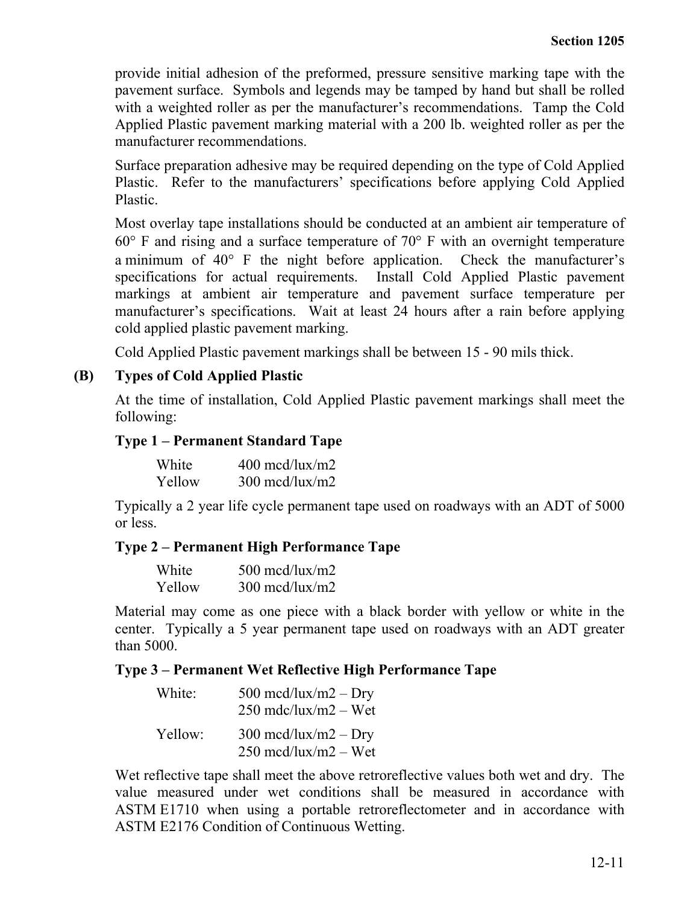provide initial adhesion of the preformed, pressure sensitive marking tape with the pavement surface. Symbols and legends may be tamped by hand but shall be rolled with a weighted roller as per the manufacturer's recommendations. Tamp the Cold Applied Plastic pavement marking material with a 200 lb. weighted roller as per the manufacturer recommendations.

Surface preparation adhesive may be required depending on the type of Cold Applied Plastic. Refer to the manufacturers' specifications before applying Cold Applied Plastic.

Most overlay tape installations should be conducted at an ambient air temperature of 60° F and rising and a surface temperature of 70° F with an overnight temperature a minimum of 40° F the night before application. Check the manufacturer's specifications for actual requirements. Install Cold Applied Plastic pavement markings at ambient air temperature and pavement surface temperature per manufacturer's specifications. Wait at least 24 hours after a rain before applying cold applied plastic pavement marking.

Cold Applied Plastic pavement markings shall be between 15 - 90 mils thick.

**(B) Types of Cold Applied Plastic**

At the time of installation, Cold Applied Plastic pavement markings shall meet the following:

**Type 1 – Permanent Standard Tape**

White 400 mcd/lux/m2
Yellow 300 mcd/lux/m2

Typically a 2 year life cycle permanent tape used on roadways with an ADT of 5000 or less.

**Type 2 – Permanent High Performance Tape**

White 500 mcd/lux/m2
Yellow 300 mcd/lux/m2

Material may come as one piece with a black border with yellow or white in the center. Typically a 5 year permanent tape used on roadways with an ADT greater than 5000.

**Type 3 – Permanent Wet Reflective High Performance Tape**

White: 500 mcd/lux/m2 – Dry
250 mdc/lux/m2 – Wet

Yellow: 300 mcd/lux/m2 – Dry
250 mcd/lux/m2 – Wet

Wet reflective tape shall meet the above retroreflective values both wet and dry. The value measured under wet conditions shall be measured in accordance with ASTM E1710 when using a portable retroreflectometer and in accordance with ASTM E2176 Condition of Continuous Wetting.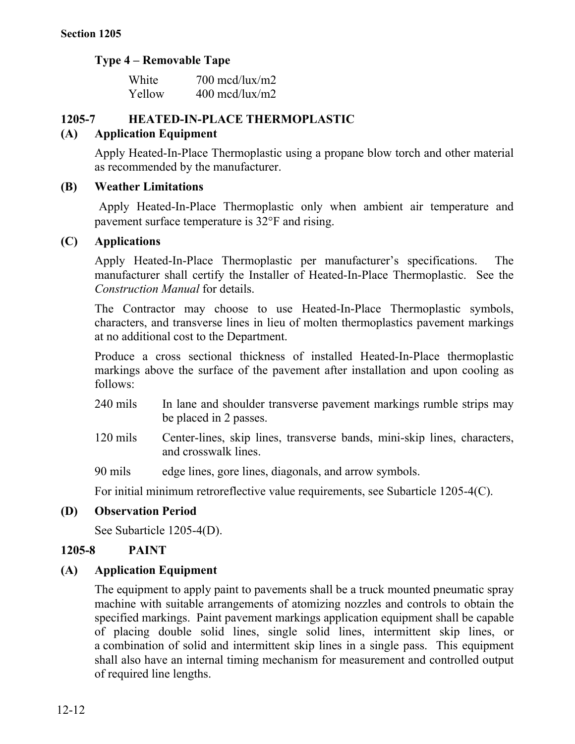### Type 4 – Removable Tape

| | |
|---|---|
| White | 700 mcd/lux/m2 |
| Yellow | 400 mcd/lux/m2 |

## 1205-7 HEATED-IN-PLACE THERMOPLASTIC

### (A) Application Equipment

Apply Heated-In-Place Thermoplastic using a propane blow torch and other material as recommended by the manufacturer.

### (B) Weather Limitations

Apply Heated-In-Place Thermoplastic only when ambient air temperature and pavement surface temperature is 32°F and rising.

### (C) Applications

Apply Heated-In-Place Thermoplastic per manufacturer's specifications. The manufacturer shall certify the Installer of Heated-In-Place Thermoplastic. See the *Construction Manual* for details.

The Contractor may choose to use Heated-In-Place Thermoplastic symbols, characters, and transverse lines in lieu of molten thermoplastics pavement markings at no additional cost to the Department.

Produce a cross sectional thickness of installed Heated-In-Place thermoplastic markings above the surface of the pavement after installation and upon cooling as follows:

| | |
|---|---|
| 240 mils | In lane and shoulder transverse pavement markings rumble strips may be placed in 2 passes. |
| 120 mils | Center-lines, skip lines, transverse bands, mini-skip lines, characters, and crosswalk lines. |
| 90 mils | edge lines, gore lines, diagonals, and arrow symbols. |

For initial minimum retroreflective value requirements, see Subarticle 1205-4(C).

### (D) Observation Period

See Subarticle 1205-4(D).

## 1205-8 PAINT

### (A) Application Equipment

The equipment to apply paint to pavements shall be a truck mounted pneumatic spray machine with suitable arrangements of atomizing nozzles and controls to obtain the specified markings. Paint pavement markings application equipment shall be capable of placing double solid lines, single solid lines, intermittent skip lines, or a combination of solid and intermittent skip lines in a single pass. This equipment shall also have an internal timing mechanism for measurement and controlled output of required line lengths.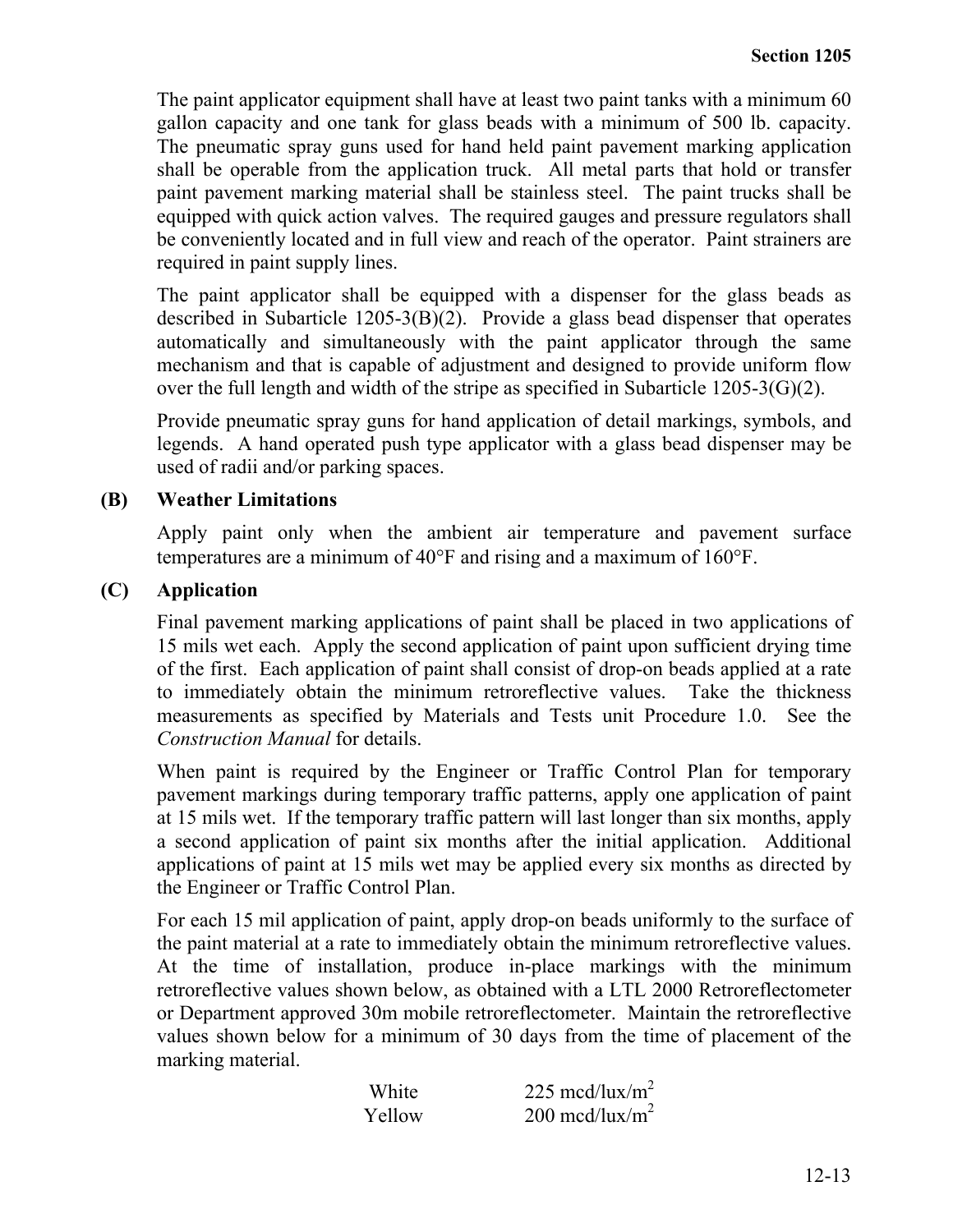The paint applicator equipment shall have at least two paint tanks with a minimum 60 gallon capacity and one tank for glass beads with a minimum of 500 lb. capacity. The pneumatic spray guns used for hand held paint pavement marking application shall be operable from the application truck. All metal parts that hold or transfer paint pavement marking material shall be stainless steel. The paint trucks shall be equipped with quick action valves. The required gauges and pressure regulators shall be conveniently located and in full view and reach of the operator. Paint strainers are required in paint supply lines.

The paint applicator shall be equipped with a dispenser for the glass beads as described in Subarticle 1205-3(B)(2). Provide a glass bead dispenser that operates automatically and simultaneously with the paint applicator through the same mechanism and that is capable of adjustment and designed to provide uniform flow over the full length and width of the stripe as specified in Subarticle 1205-3(G)(2).

Provide pneumatic spray guns for hand application of detail markings, symbols, and legends. A hand operated push type applicator with a glass bead dispenser may be used of radii and/or parking spaces.

**(B) Weather Limitations**

Apply paint only when the ambient air temperature and pavement surface temperatures are a minimum of 40°F and rising and a maximum of 160°F.

**(C) Application**

Final pavement marking applications of paint shall be placed in two applications of 15 mils wet each. Apply the second application of paint upon sufficient drying time of the first. Each application of paint shall consist of drop-on beads applied at a rate to immediately obtain the minimum retroreflective values. Take the thickness measurements as specified by Materials and Tests unit Procedure 1.0. See the *Construction Manual* for details.

When paint is required by the Engineer or Traffic Control Plan for temporary pavement markings during temporary traffic patterns, apply one application of paint at 15 mils wet. If the temporary traffic pattern will last longer than six months, apply a second application of paint six months after the initial application. Additional applications of paint at 15 mils wet may be applied every six months as directed by the Engineer or Traffic Control Plan.

For each 15 mil application of paint, apply drop-on beads uniformly to the surface of the paint material at a rate to immediately obtain the minimum retroreflective values. At the time of installation, produce in-place markings with the minimum retroreflective values shown below, as obtained with a LTL 2000 Retroreflectometer or Department approved 30m mobile retroreflectometer. Maintain the retroreflective values shown below for a minimum of 30 days from the time of placement of the marking material.

| | |
|---|---|
| White | 225 mcd/lux/$m^2$ |
| Yellow | 200 mcd/lux/$m^2$ |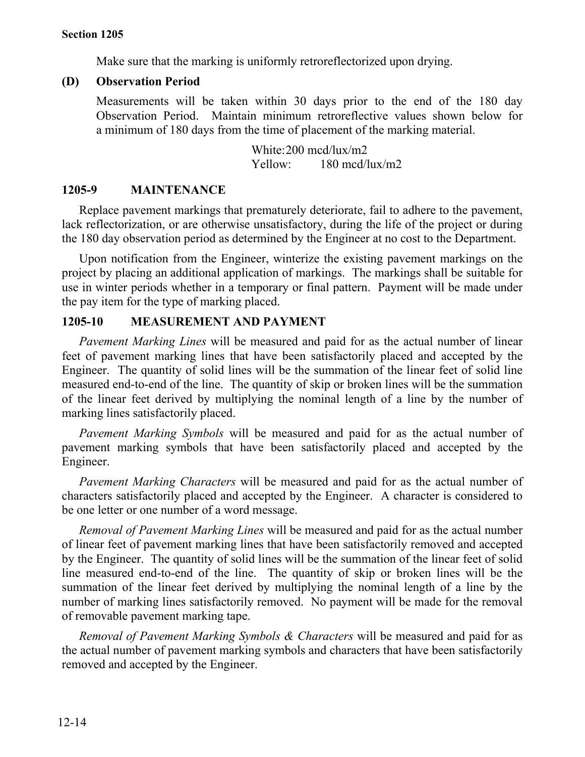Make sure that the marking is uniformly retroreflectorized upon drying.

**(D) Observation Period**

Measurements will be taken within 30 days prior to the end of the 180 day Observation Period. Maintain minimum retroreflective values shown below for a minimum of 180 days from the time of placement of the marking material.

White: 200 mcd/lux/m2
Yellow: 180 mcd/lux/m2

## 1205-9 MAINTENANCE

Replace pavement markings that prematurely deteriorate, fail to adhere to the pavement, lack reflectorization, or are otherwise unsatisfactory, during the life of the project or during the 180 day observation period as determined by the Engineer at no cost to the Department.

Upon notification from the Engineer, winterize the existing pavement markings on the project by placing an additional application of markings. The markings shall be suitable for use in winter periods whether in a temporary or final pattern. Payment will be made under the pay item for the type of marking placed.

## 1205-10 MEASUREMENT AND PAYMENT

*Pavement Marking Lines* will be measured and paid for as the actual number of linear feet of pavement marking lines that have been satisfactorily placed and accepted by the Engineer. The quantity of solid lines will be the summation of the linear feet of solid line measured end-to-end of the line. The quantity of skip or broken lines will be the summation of the linear feet derived by multiplying the nominal length of a line by the number of marking lines satisfactorily placed.

*Pavement Marking Symbols* will be measured and paid for as the actual number of pavement marking symbols that have been satisfactorily placed and accepted by the Engineer.

*Pavement Marking Characters* will be measured and paid for as the actual number of characters satisfactorily placed and accepted by the Engineer. A character is considered to be one letter or one number of a word message.

*Removal of Pavement Marking Lines* will be measured and paid for as the actual number of linear feet of pavement marking lines that have been satisfactorily removed and accepted by the Engineer. The quantity of solid lines will be the summation of the linear feet of solid line measured end-to-end of the line. The quantity of skip or broken lines will be the summation of the linear feet derived by multiplying the nominal length of a line by the number of marking lines satisfactorily removed. No payment will be made for the removal of removable pavement marking tape.

*Removal of Pavement Marking Symbols & Characters* will be measured and paid for as the actual number of pavement marking symbols and characters that have been satisfactorily removed and accepted by the Engineer.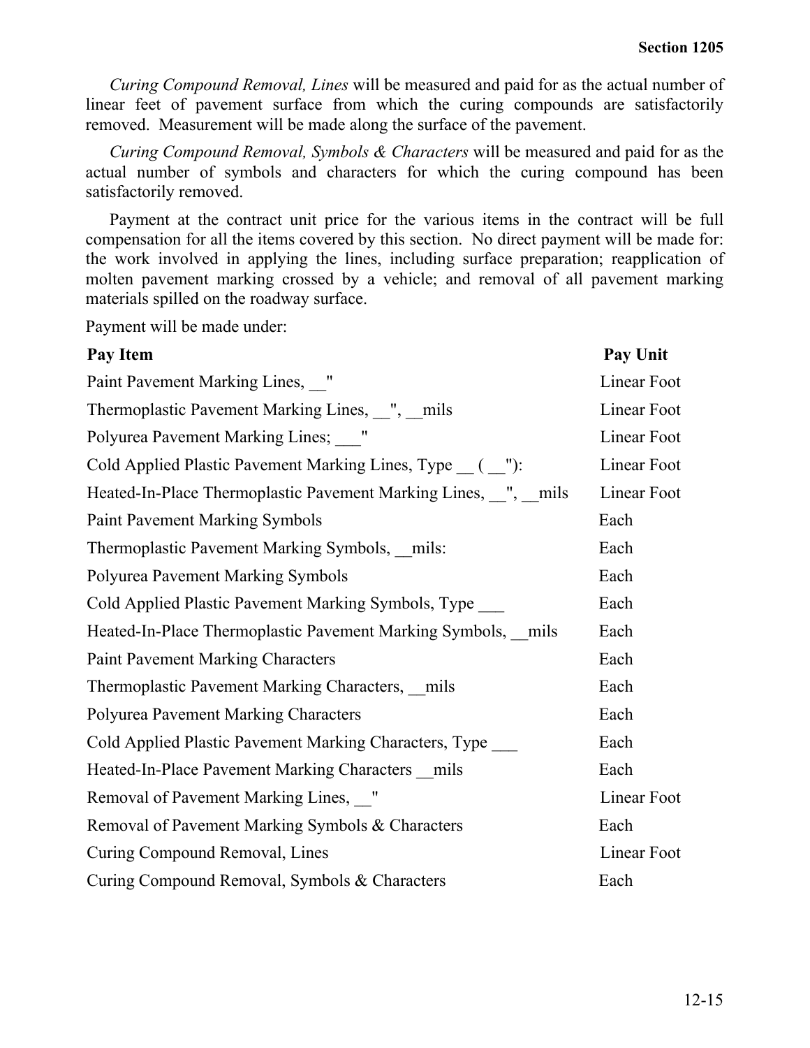*Curing Compound Removal, Lines* will be measured and paid for as the actual number of linear feet of pavement surface from which the curing compounds are satisfactorily removed. Measurement will be made along the surface of the pavement.

*Curing Compound Removal, Symbols & Characters* will be measured and paid for as the actual number of symbols and characters for which the curing compound has been satisfactorily removed.

Payment at the contract unit price for the various items in the contract will be full compensation for all the items covered by this section. No direct payment will be made for: the work involved in applying the lines, including surface preparation; reapplication of molten pavement marking crossed by a vehicle; and removal of all pavement marking materials spilled on the roadway surface.

Payment will be made under:

| Pay Item | Pay Unit |
|---|---|
| Paint Pavement Marking Lines, __" | Linear Foot |
| Thermoplastic Pavement Marking Lines, __", __mils | Linear Foot |
| Polyurea Pavement Marking Lines; ___" | Linear Foot |
| Cold Applied Plastic Pavement Marking Lines, Type __ ( __"): | Linear Foot |
| Heated-In-Place Thermoplastic Pavement Marking Lines, __", __mils | Linear Foot |
| Paint Pavement Marking Symbols | Each |
| Thermoplastic Pavement Marking Symbols, __mils: | Each |
| Polyurea Pavement Marking Symbols | Each |
| Cold Applied Plastic Pavement Marking Symbols, Type ___ | Each |
| Heated-In-Place Thermoplastic Pavement Marking Symbols, __mils | Each |
| Paint Pavement Marking Characters | Each |
| Thermoplastic Pavement Marking Characters, __mils | Each |
| Polyurea Pavement Marking Characters | Each |
| Cold Applied Plastic Pavement Marking Characters, Type ___ | Each |
| Heated-In-Place Pavement Marking Characters __mils | Each |
| Removal of Pavement Marking Lines, __" | Linear Foot |
| Removal of Pavement Marking Symbols & Characters | Each |
| Curing Compound Removal, Lines | Linear Foot |
| Curing Compound Removal, Symbols & Characters | Each |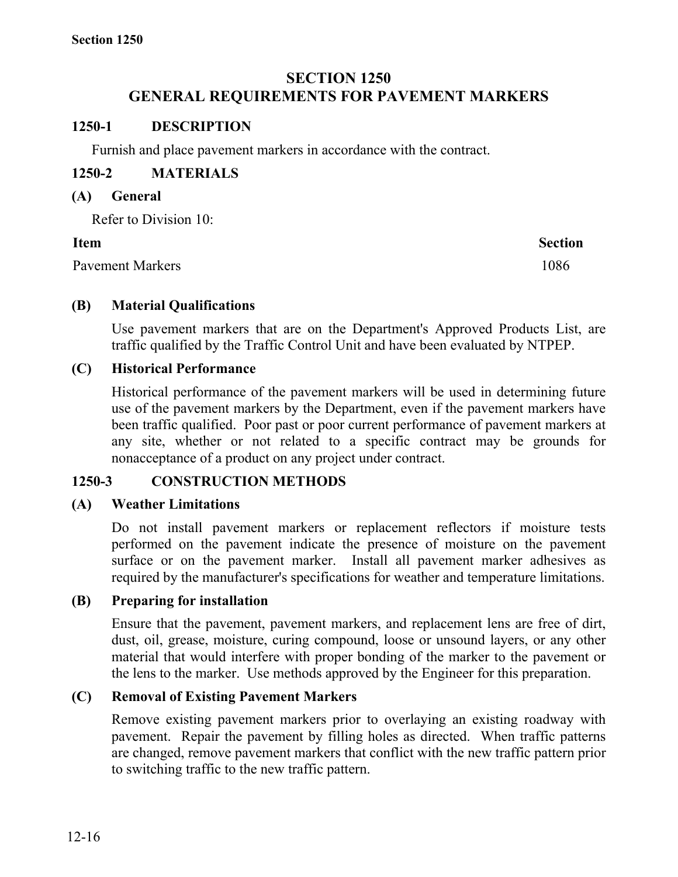# SECTION 1250
# GENERAL REQUIREMENTS FOR PAVEMENT MARKERS

## 1250-1 DESCRIPTION

Furnish and place pavement markers in accordance with the contract.

## 1250-2 MATERIALS

### (A) General

Refer to Division 10:

| Item | Section |
|---|---|
| Pavement Markers | 1086 |

### (B) Material Qualifications

Use pavement markers that are on the Department's Approved Products List, are traffic qualified by the Traffic Control Unit and have been evaluated by NTPEP.

### (C) Historical Performance

Historical performance of the pavement markers will be used in determining future use of the pavement markers by the Department, even if the pavement markers have been traffic qualified. Poor past or poor current performance of pavement markers at any site, whether or not related to a specific contract may be grounds for nonacceptance of a product on any project under contract.

## 1250-3 CONSTRUCTION METHODS

### (A) Weather Limitations

Do not install pavement markers or replacement reflectors if moisture tests performed on the pavement indicate the presence of moisture on the pavement surface or on the pavement marker. Install all pavement marker adhesives as required by the manufacturer's specifications for weather and temperature limitations.

### (B) Preparing for installation

Ensure that the pavement, pavement markers, and replacement lens are free of dirt, dust, oil, grease, moisture, curing compound, loose or unsound layers, or any other material that would interfere with proper bonding of the marker to the pavement or the lens to the marker. Use methods approved by the Engineer for this preparation.

### (C) Removal of Existing Pavement Markers

Remove existing pavement markers prior to overlaying an existing roadway with pavement. Repair the pavement by filling holes as directed. When traffic patterns are changed, remove pavement markers that conflict with the new traffic pattern prior to switching traffic to the new traffic pattern.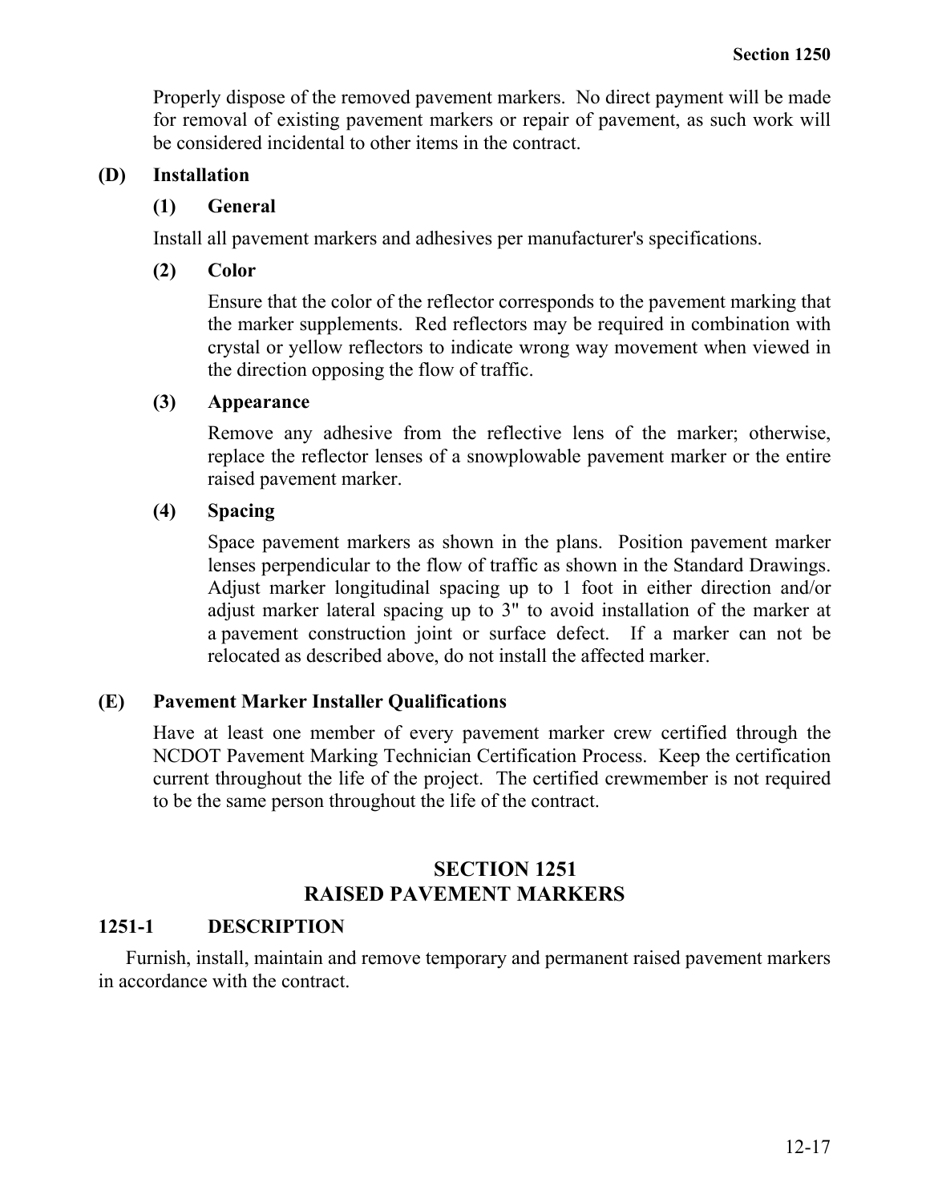Properly dispose of the removed pavement markers. No direct payment will be made for removal of existing pavement markers or repair of pavement, as such work will be considered incidental to other items in the contract.

**(D) Installation**

**(1) General**

Install all pavement markers and adhesives per manufacturer's specifications.

**(2) Color**

Ensure that the color of the reflector corresponds to the pavement marking that the marker supplements. Red reflectors may be required in combination with crystal or yellow reflectors to indicate wrong way movement when viewed in the direction opposing the flow of traffic.

**(3) Appearance**

Remove any adhesive from the reflective lens of the marker; otherwise, replace the reflector lenses of a snowplowable pavement marker or the entire raised pavement marker.

**(4) Spacing**

Space pavement markers as shown in the plans. Position pavement marker lenses perpendicular to the flow of traffic as shown in the Standard Drawings. Adjust marker longitudinal spacing up to 1 foot in either direction and/or adjust marker lateral spacing up to 3" to avoid installation of the marker at a pavement construction joint or surface defect. If a marker can not be relocated as described above, do not install the affected marker.

**(E) Pavement Marker Installer Qualifications**

Have at least one member of every pavement marker crew certified through the NCDOT Pavement Marking Technician Certification Process. Keep the certification current throughout the life of the project. The certified crewmember is not required to be the same person throughout the life of the contract.

# SECTION 1251
# RAISED PAVEMENT MARKERS

## 1251-1 DESCRIPTION

Furnish, install, maintain and remove temporary and permanent raised pavement markers in accordance with the contract.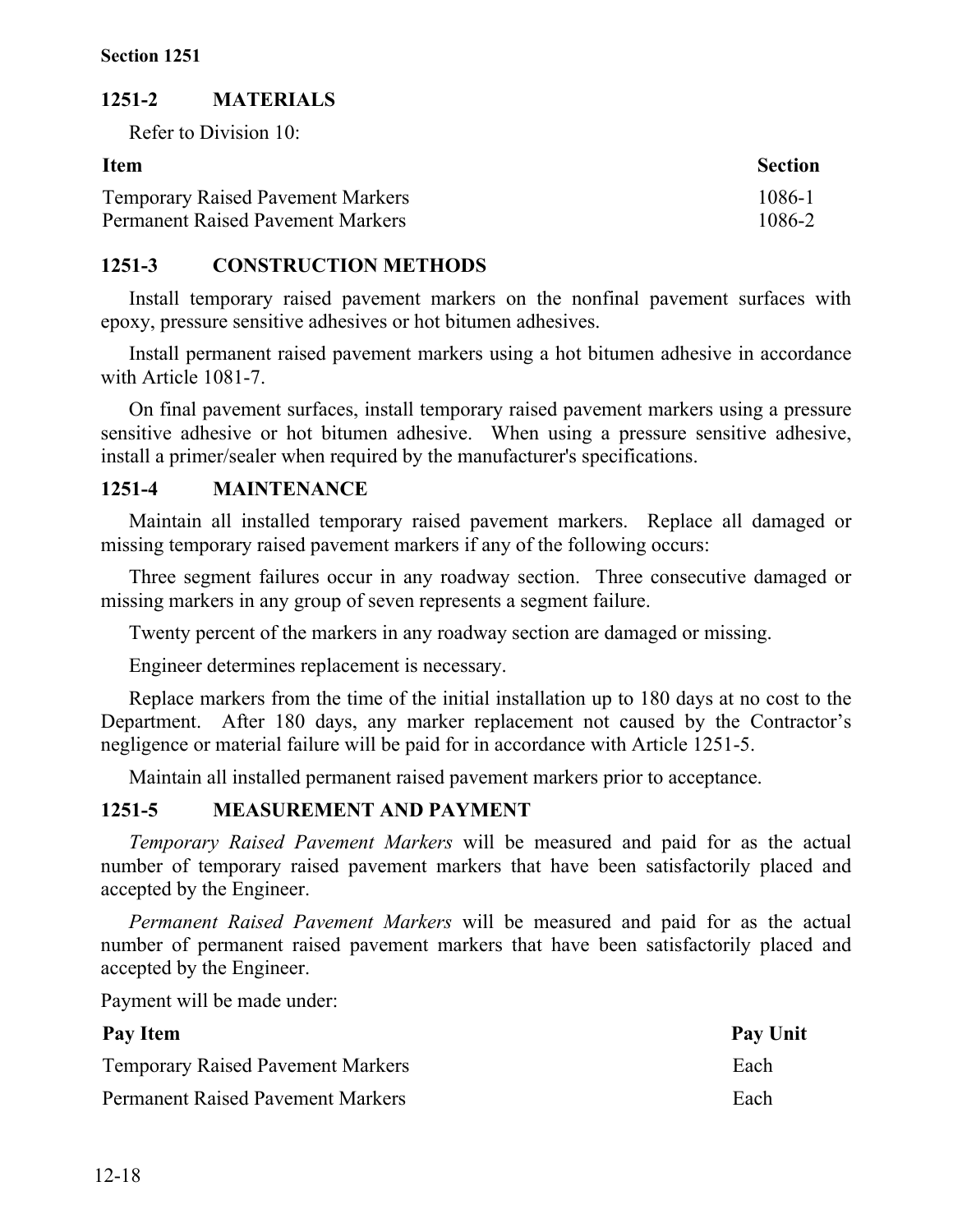## 1251-2 MATERIALS

Refer to Division 10:

| Item | Section |
|---|---|
| Temporary Raised Pavement Markers | 1086-1 |
| Permanent Raised Pavement Markers | 1086-2 |

## 1251-3 CONSTRUCTION METHODS

Install temporary raised pavement markers on the nonfinal pavement surfaces with epoxy, pressure sensitive adhesives or hot bitumen adhesives.

Install permanent raised pavement markers using a hot bitumen adhesive in accordance with Article 1081-7.

On final pavement surfaces, install temporary raised pavement markers using a pressure sensitive adhesive or hot bitumen adhesive. When using a pressure sensitive adhesive, install a primer/sealer when required by the manufacturer's specifications.

## 1251-4 MAINTENANCE

Maintain all installed temporary raised pavement markers. Replace all damaged or missing temporary raised pavement markers if any of the following occurs:

Three segment failures occur in any roadway section. Three consecutive damaged or missing markers in any group of seven represents a segment failure.

Twenty percent of the markers in any roadway section are damaged or missing.

Engineer determines replacement is necessary.

Replace markers from the time of the initial installation up to 180 days at no cost to the Department. After 180 days, any marker replacement not caused by the Contractor's negligence or material failure will be paid for in accordance with Article 1251-5.

Maintain all installed permanent raised pavement markers prior to acceptance.

## 1251-5 MEASUREMENT AND PAYMENT

*Temporary Raised Pavement Markers* will be measured and paid for as the actual number of temporary raised pavement markers that have been satisfactorily placed and accepted by the Engineer.

*Permanent Raised Pavement Markers* will be measured and paid for as the actual number of permanent raised pavement markers that have been satisfactorily placed and accepted by the Engineer.

Payment will be made under:

| Pay Item | Pay Unit |
|---|---|
| Temporary Raised Pavement Markers | Each |
| Permanent Raised Pavement Markers | Each |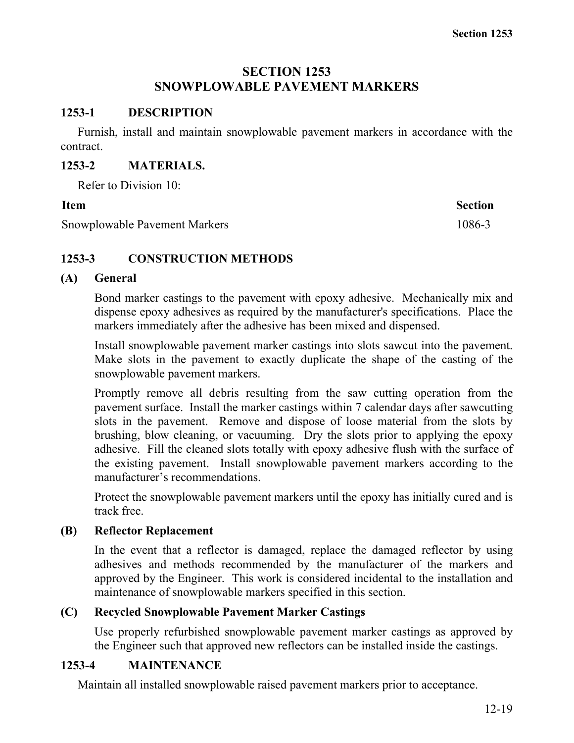# SECTION 1253
# SNOWPLOWABLE PAVEMENT MARKERS

## 1253-1 DESCRIPTION

Furnish, install and maintain snowplowable pavement markers in accordance with the contract.

## 1253-2 MATERIALS.

Refer to Division 10:

| Item | Section |
|---|---|
| Snowplowable Pavement Markers | 1086-3 |

## 1253-3 CONSTRUCTION METHODS

### (A) General

Bond marker castings to the pavement with epoxy adhesive. Mechanically mix and dispense epoxy adhesives as required by the manufacturer's specifications. Place the markers immediately after the adhesive has been mixed and dispensed.

Install snowplowable pavement marker castings into slots sawcut into the pavement. Make slots in the pavement to exactly duplicate the shape of the casting of the snowplowable pavement markers.

Promptly remove all debris resulting from the saw cutting operation from the pavement surface. Install the marker castings within 7 calendar days after sawcutting slots in the pavement. Remove and dispose of loose material from the slots by brushing, blow cleaning, or vacuuming. Dry the slots prior to applying the epoxy adhesive. Fill the cleaned slots totally with epoxy adhesive flush with the surface of the existing pavement. Install snowplowable pavement markers according to the manufacturer's recommendations.

Protect the snowplowable pavement markers until the epoxy has initially cured and is track free.

### (B) Reflector Replacement

In the event that a reflector is damaged, replace the damaged reflector by using adhesives and methods recommended by the manufacturer of the markers and approved by the Engineer. This work is considered incidental to the installation and maintenance of snowplowable markers specified in this section.

### (C) Recycled Snowplowable Pavement Marker Castings

Use properly refurbished snowplowable pavement marker castings as approved by the Engineer such that approved new reflectors can be installed inside the castings.

## 1253-4 MAINTENANCE

Maintain all installed snowplowable raised pavement markers prior to acceptance.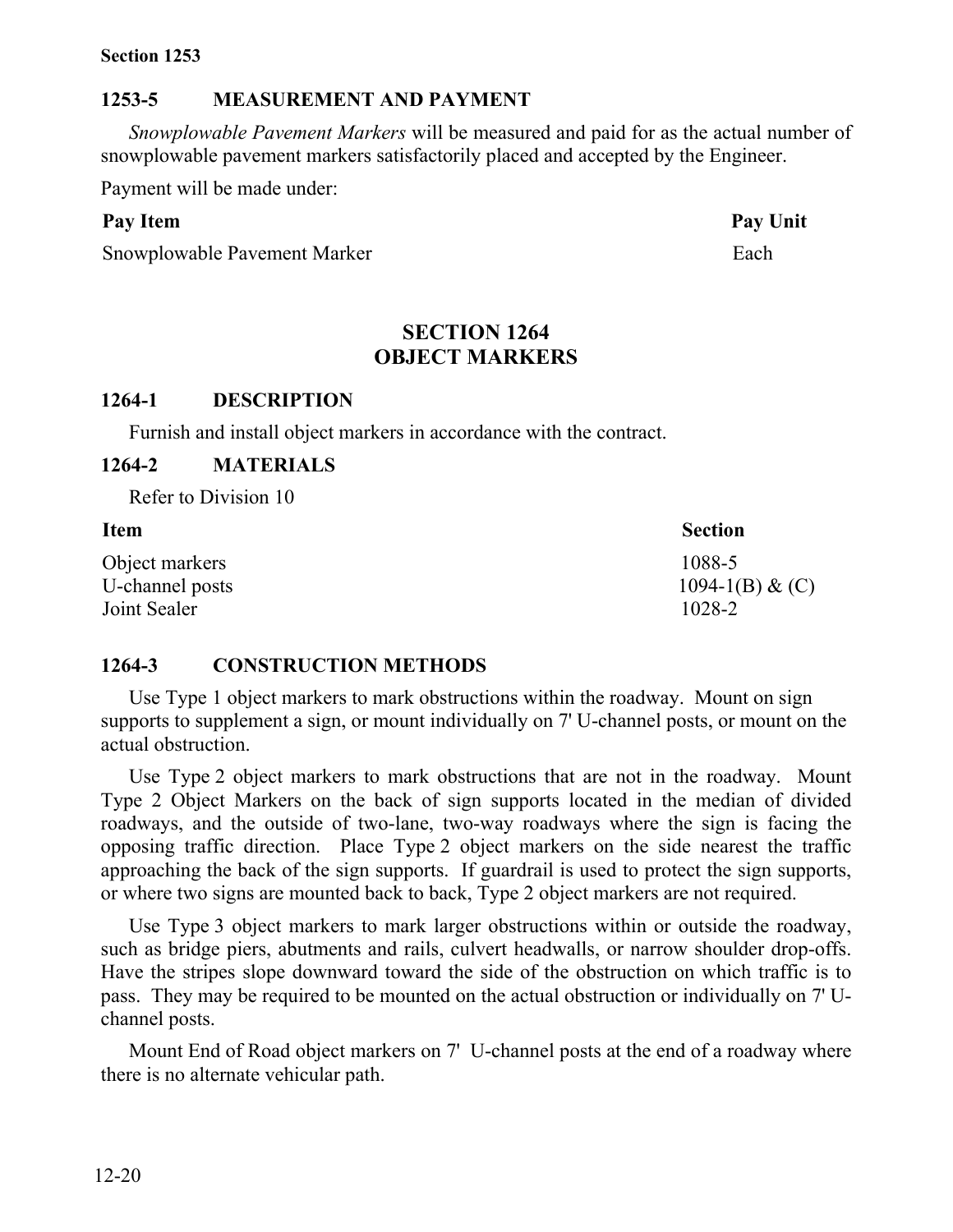### 1253-5 MEASUREMENT AND PAYMENT

*Snowplowable Pavement Markers* will be measured and paid for as the actual number of snowplowable pavement markers satisfactorily placed and accepted by the Engineer.

Payment will be made under:

| **Pay Item** | **Pay Unit** |
|---|---|
| Snowplowable Pavement Marker | Each |

## SECTION 1264
## OBJECT MARKERS

### 1264-1 DESCRIPTION

Furnish and install object markers in accordance with the contract.

### 1264-2 MATERIALS

Refer to Division 10

| **Item** | **Section** |
|---|---|
| Object markers | 1088-5 |
| U-channel posts | 1094-1(B) & (C) |
| Joint Sealer | 1028-2 |

### 1264-3 CONSTRUCTION METHODS

Use Type 1 object markers to mark obstructions within the roadway. Mount on sign supports to supplement a sign, or mount individually on 7' U-channel posts, or mount on the actual obstruction.

Use Type 2 object markers to mark obstructions that are not in the roadway. Mount Type 2 Object Markers on the back of sign supports located in the median of divided roadways, and the outside of two-lane, two-way roadways where the sign is facing the opposing traffic direction. Place Type 2 object markers on the side nearest the traffic approaching the back of the sign supports. If guardrail is used to protect the sign supports, or where two signs are mounted back to back, Type 2 object markers are not required.

Use Type 3 object markers to mark larger obstructions within or outside the roadway, such as bridge piers, abutments and rails, culvert headwalls, or narrow shoulder drop-offs. Have the stripes slope downward toward the side of the obstruction on which traffic is to pass. They may be required to be mounted on the actual obstruction or individually on 7' U-channel posts.

Mount End of Road object markers on 7' U-channel posts at the end of a roadway where there is no alternate vehicular path.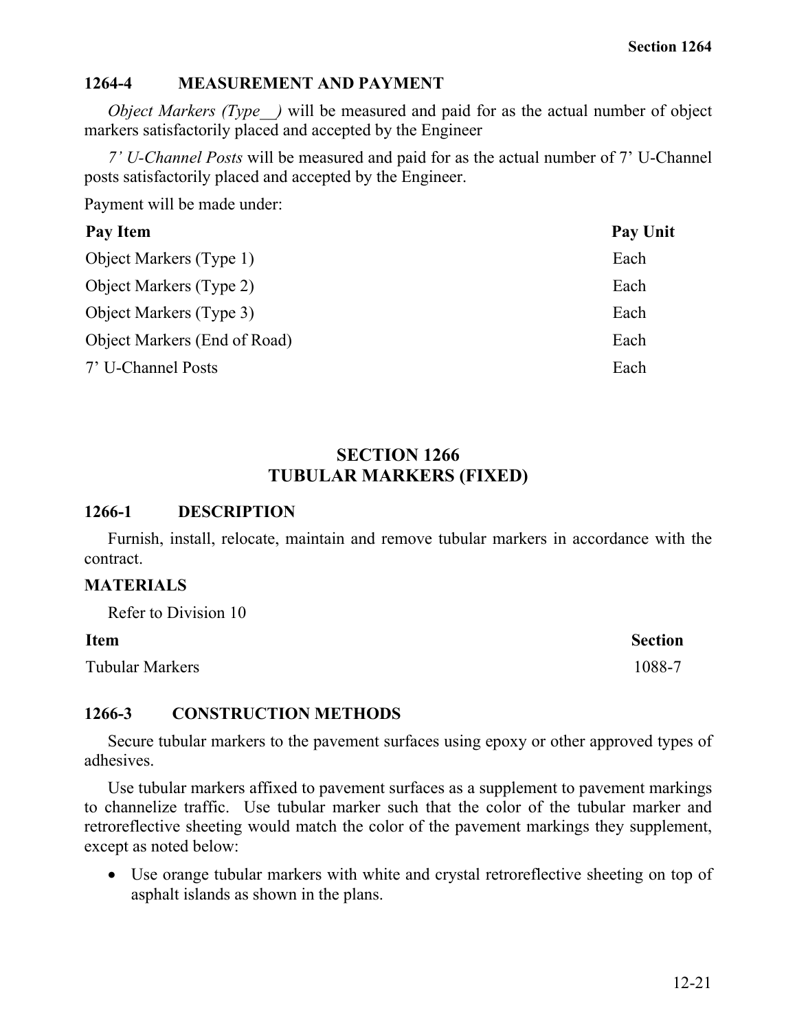### 1264-4 MEASUREMENT AND PAYMENT

*Object Markers (Type__)* will be measured and paid for as the actual number of object markers satisfactorily placed and accepted by the Engineer

*7' U-Channel Posts* will be measured and paid for as the actual number of 7' U-Channel posts satisfactorily placed and accepted by the Engineer.

Payment will be made under:

| Pay Item | Pay Unit |
|---|---|
| Object Markers (Type 1) | Each |
| Object Markers (Type 2) | Each |
| Object Markers (Type 3) | Each |
| Object Markers (End of Road) | Each |
| 7' U-Channel Posts | Each |

## SECTION 1266
## TUBULAR MARKERS (FIXED)

### 1266-1 DESCRIPTION

Furnish, install, relocate, maintain and remove tubular markers in accordance with the contract.

### MATERIALS

Refer to Division 10

| Item | Section |
|---|---|
| Tubular Markers | 1088-7 |

### 1266-3 CONSTRUCTION METHODS

Secure tubular markers to the pavement surfaces using epoxy or other approved types of adhesives.

Use tubular markers affixed to pavement surfaces as a supplement to pavement markings to channelize traffic. Use tubular marker such that the color of the tubular marker and retroreflective sheeting would match the color of the pavement markings they supplement, except as noted below:

- Use orange tubular markers with white and crystal retroreflective sheeting on top of asphalt islands as shown in the plans.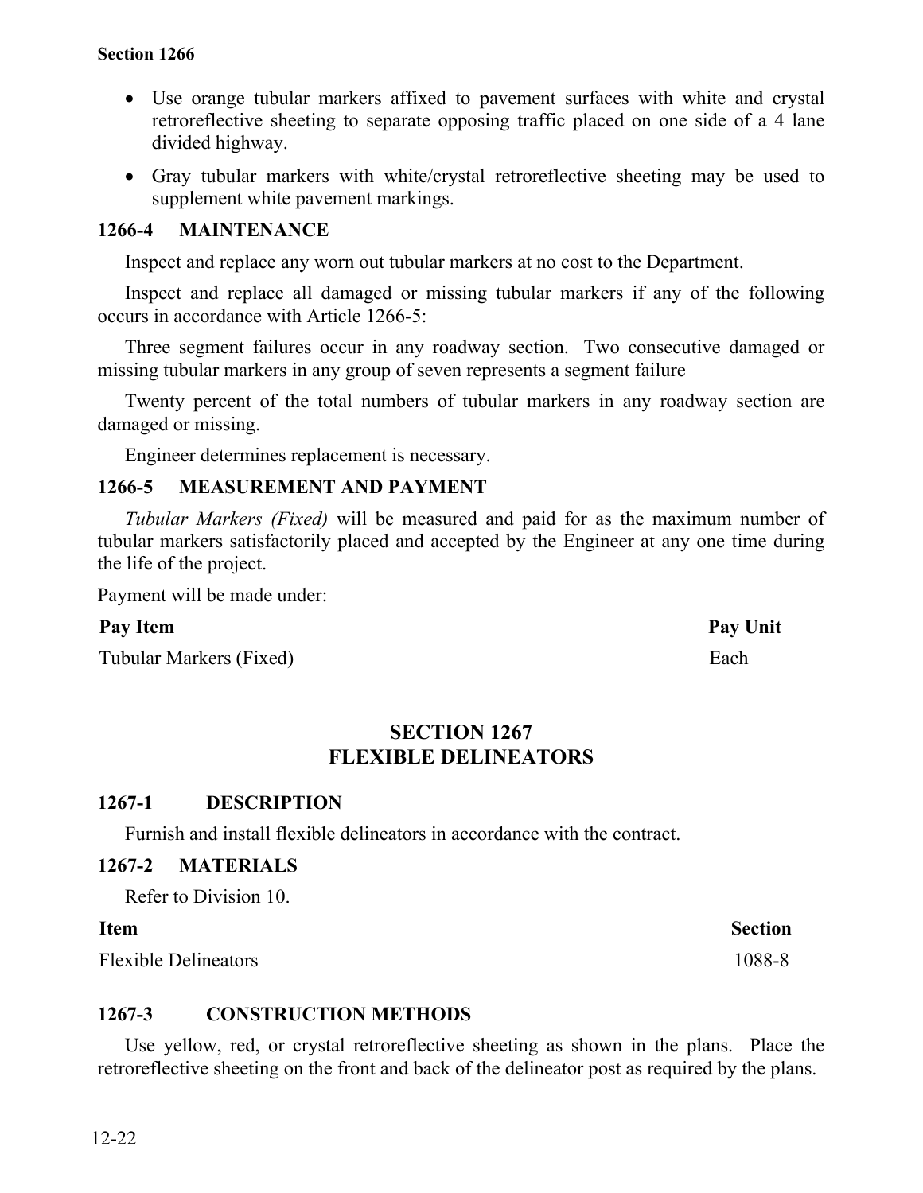- Use orange tubular markers affixed to pavement surfaces with white and crystal retroreflective sheeting to separate opposing traffic placed on one side of a 4 lane divided highway.
- Gray tubular markers with white/crystal retroreflective sheeting may be used to supplement white pavement markings.

### 1266-4 MAINTENANCE

Inspect and replace any worn out tubular markers at no cost to the Department.

Inspect and replace all damaged or missing tubular markers if any of the following occurs in accordance with Article 1266-5:

Three segment failures occur in any roadway section. Two consecutive damaged or missing tubular markers in any group of seven represents a segment failure

Twenty percent of the total numbers of tubular markers in any roadway section are damaged or missing.

Engineer determines replacement is necessary.

### 1266-5 MEASUREMENT AND PAYMENT

*Tubular Markers (Fixed)* will be measured and paid for as the maximum number of tubular markers satisfactorily placed and accepted by the Engineer at any one time during the life of the project.

Payment will be made under:

| Pay Item | Pay Unit |
|---|---|
| Tubular Markers (Fixed) | Each |

## SECTION 1267
## FLEXIBLE DELINEATORS

### 1267-1 DESCRIPTION

Furnish and install flexible delineators in accordance with the contract.

### 1267-2 MATERIALS

Refer to Division 10.

| Item | Section |
|---|---|
| Flexible Delineators | 1088-8 |

### 1267-3 CONSTRUCTION METHODS

Use yellow, red, or crystal retroreflective sheeting as shown in the plans. Place the retroreflective sheeting on the front and back of the delineator post as required by the plans.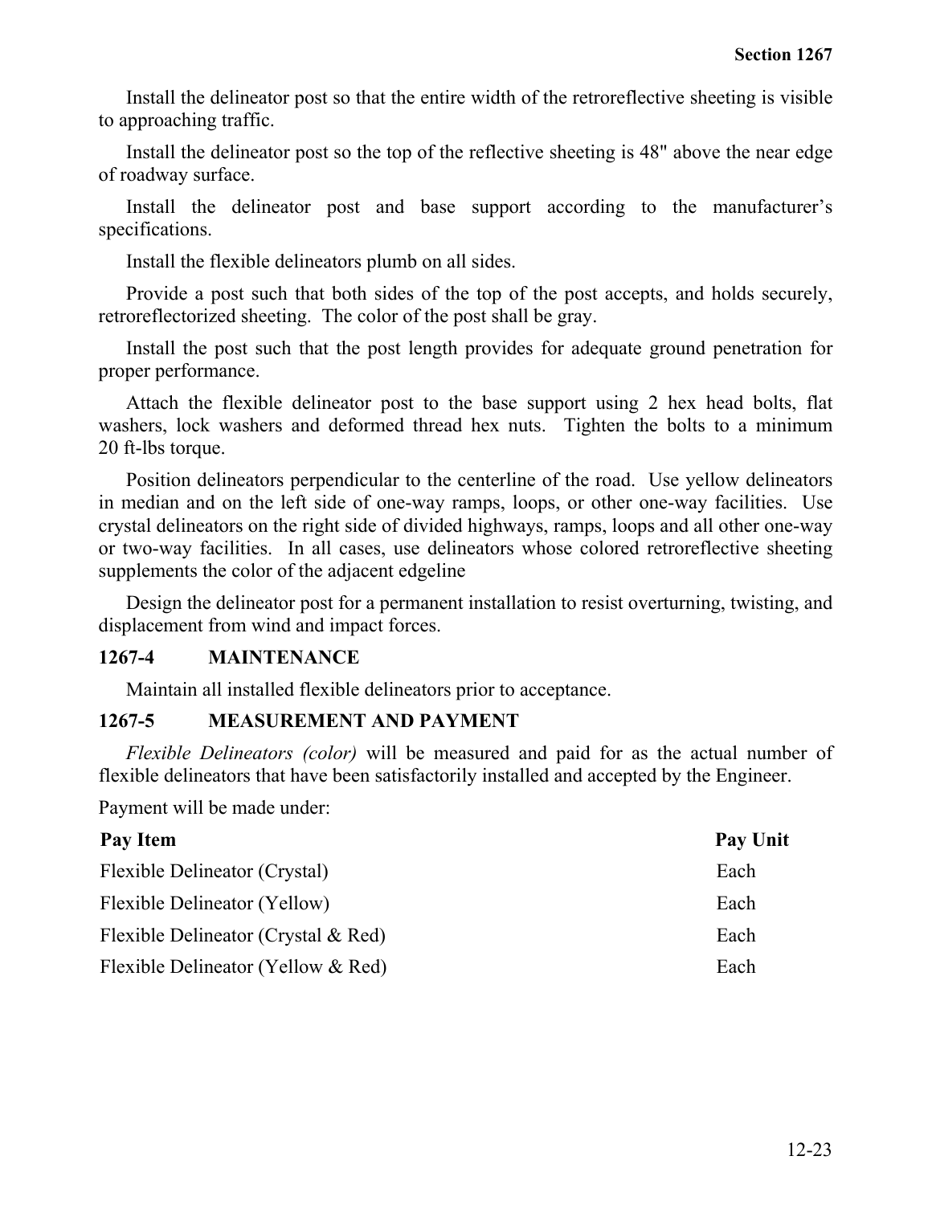Install the delineator post so that the entire width of the retroreflective sheeting is visible to approaching traffic.

Install the delineator post so the top of the reflective sheeting is 48" above the near edge of roadway surface.

Install the delineator post and base support according to the manufacturer's specifications.

Install the flexible delineators plumb on all sides.

Provide a post such that both sides of the top of the post accepts, and holds securely, retroreflectorized sheeting. The color of the post shall be gray.

Install the post such that the post length provides for adequate ground penetration for proper performance.

Attach the flexible delineator post to the base support using 2 hex head bolts, flat washers, lock washers and deformed thread hex nuts. Tighten the bolts to a minimum 20 ft-lbs torque.

Position delineators perpendicular to the centerline of the road. Use yellow delineators in median and on the left side of one-way ramps, loops, or other one-way facilities. Use crystal delineators on the right side of divided highways, ramps, loops and all other one-way or two-way facilities. In all cases, use delineators whose colored retroreflective sheeting supplements the color of the adjacent edgeline

Design the delineator post for a permanent installation to resist overturning, twisting, and displacement from wind and impact forces.

## 1267-4 MAINTENANCE

Maintain all installed flexible delineators prior to acceptance.

## 1267-5 MEASUREMENT AND PAYMENT

*Flexible Delineators (color)* will be measured and paid for as the actual number of flexible delineators that have been satisfactorily installed and accepted by the Engineer.

Payment will be made under:

| Pay Item | Pay Unit |
|---|---|
| Flexible Delineator (Crystal) | Each |
| Flexible Delineator (Yellow) | Each |
| Flexible Delineator (Crystal & Red) | Each |
| Flexible Delineator (Yellow & Red) | Each |